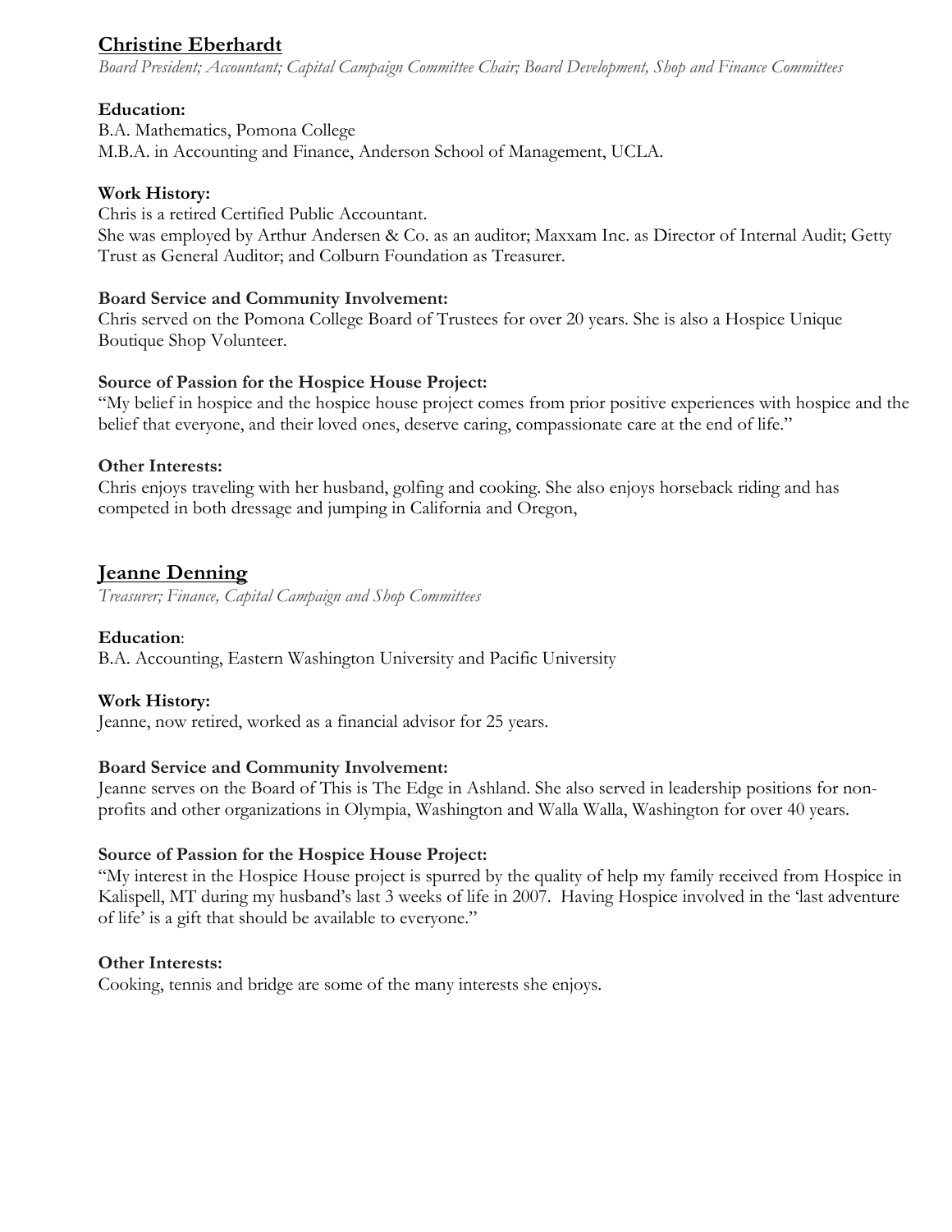## Christine Eberhardt

*Board President; Accountant; Capital Campaign Committee Chair; Board Development, Shop and Finance Committees*

**Education:**
B.A. Mathematics, Pomona College
M.B.A. in Accounting and Finance, Anderson School of Management, UCLA.

**Work History:**
Chris is a retired Certified Public Accountant.
She was employed by Arthur Andersen & Co. as an auditor; Maxxam Inc. as Director of Internal Audit; Getty Trust as General Auditor; and Colburn Foundation as Treasurer.

**Board Service and Community Involvement:**
Chris served on the Pomona College Board of Trustees for over 20 years. She is also a Hospice Unique Boutique Shop Volunteer.

**Source of Passion for the Hospice House Project:**
"My belief in hospice and the hospice house project comes from prior positive experiences with hospice and the belief that everyone, and their loved ones, deserve caring, compassionate care at the end of life."

**Other Interests:**
Chris enjoys traveling with her husband, golfing and cooking. She also enjoys horseback riding and has competed in both dressage and jumping in California and Oregon,

## Jeanne Denning

*Treasurer; Finance, Capital Campaign and Shop Committees*

**Education**:
B.A. Accounting, Eastern Washington University and Pacific University

**Work History:**
Jeanne, now retired, worked as a financial advisor for 25 years.

**Board Service and Community Involvement:**
Jeanne serves on the Board of This is The Edge in Ashland. She also served in leadership positions for non-profits and other organizations in Olympia, Washington and Walla Walla, Washington for over 40 years.

**Source of Passion for the Hospice House Project:**
"My interest in the Hospice House project is spurred by the quality of help my family received from Hospice in Kalispell, MT during my husband's last 3 weeks of life in 2007. Having Hospice involved in the 'last adventure of life' is a gift that should be available to everyone."

**Other Interests:**
Cooking, tennis and bridge are some of the many interests she enjoys.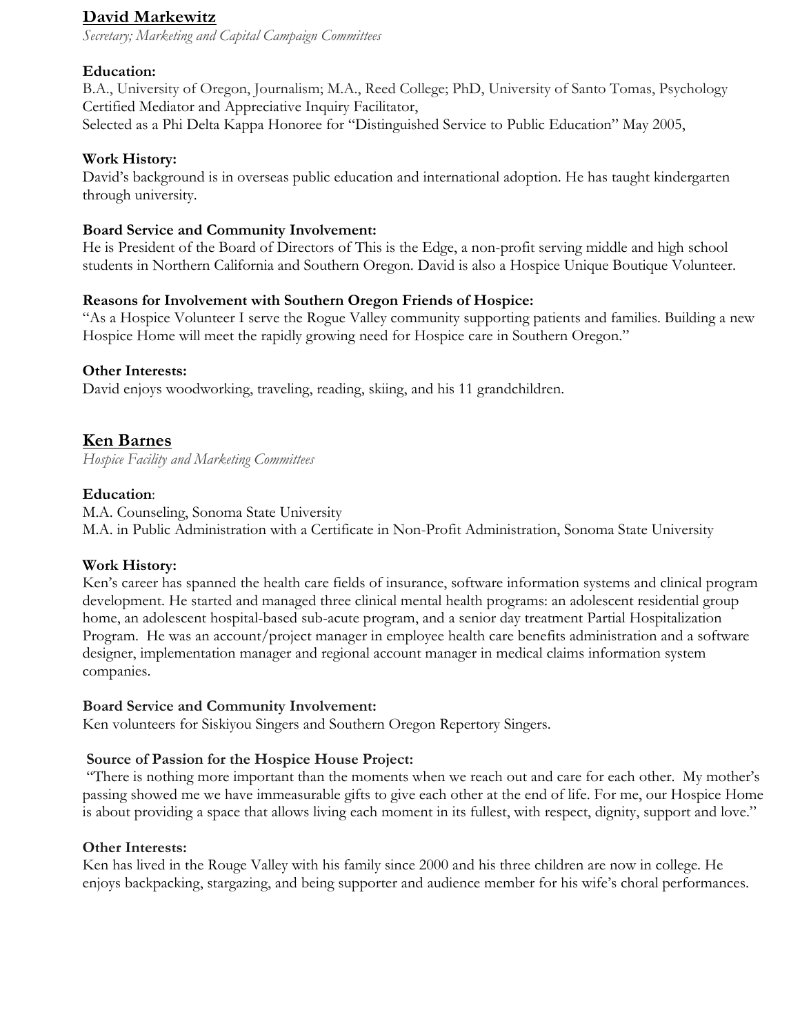## David Markewitz

*Secretary; Marketing and Capital Campaign Committees*

**Education:**

B.A., University of Oregon, Journalism; M.A., Reed College; PhD, University of Santo Tomas, Psychology
Certified Mediator and Appreciative Inquiry Facilitator,
Selected as a Phi Delta Kappa Honoree for "Distinguished Service to Public Education" May 2005,

**Work History:**

David's background is in overseas public education and international adoption. He has taught kindergarten through university.

**Board Service and Community Involvement:**

He is President of the Board of Directors of This is the Edge, a non-profit serving middle and high school students in Northern California and Southern Oregon. David is also a Hospice Unique Boutique Volunteer.

**Reasons for Involvement with Southern Oregon Friends of Hospice:**

"As a Hospice Volunteer I serve the Rogue Valley community supporting patients and families. Building a new Hospice Home will meet the rapidly growing need for Hospice care in Southern Oregon."

**Other Interests:**

David enjoys woodworking, traveling, reading, skiing, and his 11 grandchildren.

## Ken Barnes

*Hospice Facility and Marketing Committees*

**Education**:

M.A. Counseling, Sonoma State University
M.A. in Public Administration with a Certificate in Non-Profit Administration, Sonoma State University

**Work History:**

Ken's career has spanned the health care fields of insurance, software information systems and clinical program development. He started and managed three clinical mental health programs: an adolescent residential group home, an adolescent hospital-based sub-acute program, and a senior day treatment Partial Hospitalization Program. He was an account/project manager in employee health care benefits administration and a software designer, implementation manager and regional account manager in medical claims information system companies.

**Board Service and Community Involvement:**

Ken volunteers for Siskiyou Singers and Southern Oregon Repertory Singers.

**Source of Passion for the Hospice House Project:**

"There is nothing more important than the moments when we reach out and care for each other. My mother's passing showed me we have immeasurable gifts to give each other at the end of life. For me, our Hospice Home is about providing a space that allows living each moment in its fullest, with respect, dignity, support and love."

**Other Interests:**

Ken has lived in the Rouge Valley with his family since 2000 and his three children are now in college. He enjoys backpacking, stargazing, and being supporter and audience member for his wife's choral performances.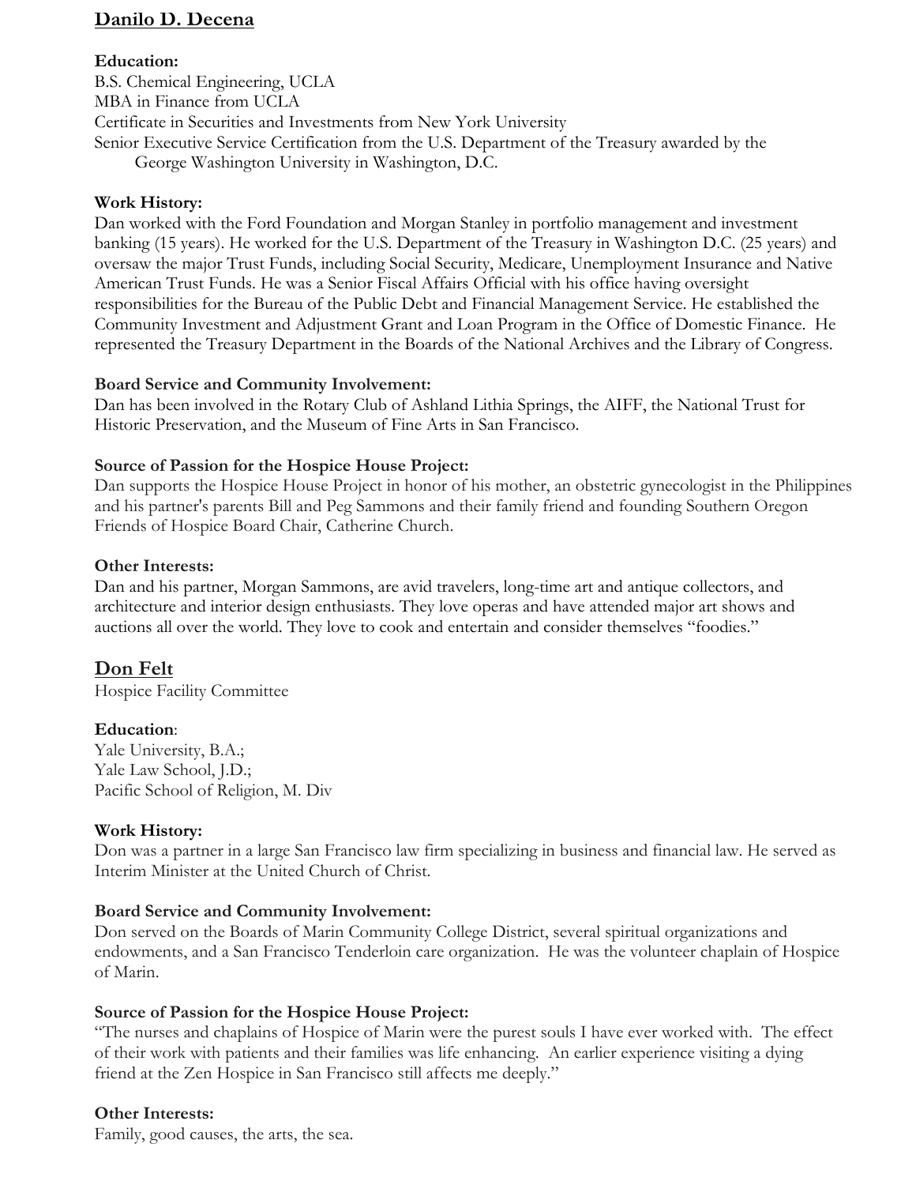## Danilo D. Decena

**Education:**
B.S. Chemical Engineering, UCLA
MBA in Finance from UCLA
Certificate in Securities and Investments from New York University
Senior Executive Service Certification from the U.S. Department of the Treasury awarded by the George Washington University in Washington, D.C.

**Work History:**
Dan worked with the Ford Foundation and Morgan Stanley in portfolio management and investment banking (15 years). He worked for the U.S. Department of the Treasury in Washington D.C. (25 years) and oversaw the major Trust Funds, including Social Security, Medicare, Unemployment Insurance and Native American Trust Funds. He was a Senior Fiscal Affairs Official with his office having oversight responsibilities for the Bureau of the Public Debt and Financial Management Service. He established the Community Investment and Adjustment Grant and Loan Program in the Office of Domestic Finance. He represented the Treasury Department in the Boards of the National Archives and the Library of Congress.

**Board Service and Community Involvement:**
Dan has been involved in the Rotary Club of Ashland Lithia Springs, the AIFF, the National Trust for Historic Preservation, and the Museum of Fine Arts in San Francisco.

**Source of Passion for the Hospice House Project:**
Dan supports the Hospice House Project in honor of his mother, an obstetric gynecologist in the Philippines and his partner's parents Bill and Peg Sammons and their family friend and founding Southern Oregon Friends of Hospice Board Chair, Catherine Church.

**Other Interests:**
Dan and his partner, Morgan Sammons, are avid travelers, long-time art and antique collectors, and architecture and interior design enthusiasts. They love operas and have attended major art shows and auctions all over the world. They love to cook and entertain and consider themselves "foodies."

## Don Felt

Hospice Facility Committee

**Education**:
Yale University, B.A.;
Yale Law School, J.D.;
Pacific School of Religion, M. Div

**Work History:**
Don was a partner in a large San Francisco law firm specializing in business and financial law. He served as Interim Minister at the United Church of Christ.

**Board Service and Community Involvement:**
Don served on the Boards of Marin Community College District, several spiritual organizations and endowments, and a San Francisco Tenderloin care organization. He was the volunteer chaplain of Hospice of Marin.

**Source of Passion for the Hospice House Project:**
"The nurses and chaplains of Hospice of Marin were the purest souls I have ever worked with. The effect of their work with patients and their families was life enhancing. An earlier experience visiting a dying friend at the Zen Hospice in San Francisco still affects me deeply."

**Other Interests:**
Family, good causes, the arts, the sea.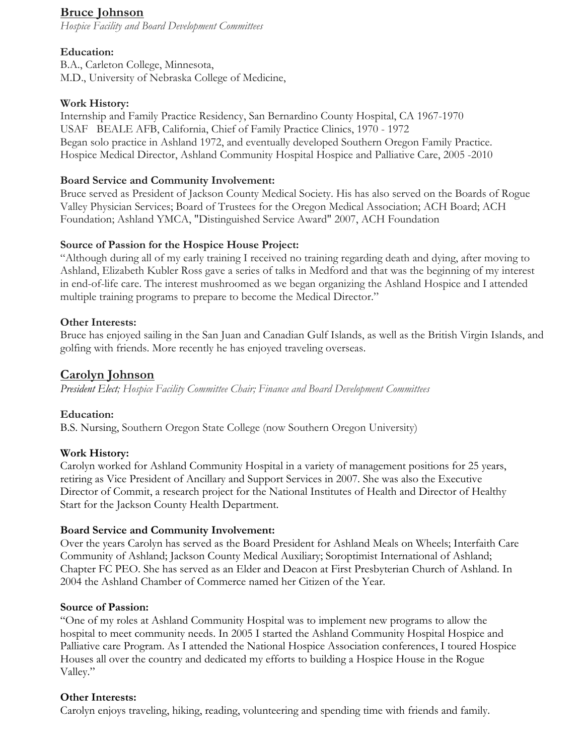## Bruce Johnson

*Hospice Facility and Board Development Committees*

**Education:**
B.A., Carleton College, Minnesota,
M.D., University of Nebraska College of Medicine,

**Work History:**
Internship and Family Practice Residency, San Bernardino County Hospital, CA 1967-1970
USAF BEALE AFB, California, Chief of Family Practice Clinics, 1970 - 1972
Began solo practice in Ashland 1972, and eventually developed Southern Oregon Family Practice.
Hospice Medical Director, Ashland Community Hospital Hospice and Palliative Care, 2005 -2010

**Board Service and Community Involvement:**
Bruce served as President of Jackson County Medical Society. His has also served on the Boards of Rogue Valley Physician Services; Board of Trustees for the Oregon Medical Association; ACH Board; ACH Foundation; Ashland YMCA, "Distinguished Service Award" 2007, ACH Foundation

**Source of Passion for the Hospice House Project:**
"Although during all of my early training I received no training regarding death and dying, after moving to Ashland, Elizabeth Kubler Ross gave a series of talks in Medford and that was the beginning of my interest in end-of-life care. The interest mushroomed as we began organizing the Ashland Hospice and I attended multiple training programs to prepare to become the Medical Director."

**Other Interests:**
Bruce has enjoyed sailing in the San Juan and Canadian Gulf Islands, as well as the British Virgin Islands, and golfing with friends. More recently he has enjoyed traveling overseas.

## Carolyn Johnson

*President Elect; Hospice Facility Committee Chair; Finance and Board Development Committees*

**Education:**
B.S. Nursing, Southern Oregon State College (now Southern Oregon University)

**Work History:**
Carolyn worked for Ashland Community Hospital in a variety of management positions for 25 years, retiring as Vice President of Ancillary and Support Services in 2007. She was also the Executive Director of Commit, a research project for the National Institutes of Health and Director of Healthy Start for the Jackson County Health Department.

**Board Service and Community Involvement:**
Over the years Carolyn has served as the Board President for Ashland Meals on Wheels; Interfaith Care Community of Ashland; Jackson County Medical Auxiliary; Soroptimist International of Ashland; Chapter FC PEO. She has served as an Elder and Deacon at First Presbyterian Church of Ashland. In 2004 the Ashland Chamber of Commerce named her Citizen of the Year.

**Source of Passion:**
"One of my roles at Ashland Community Hospital was to implement new programs to allow the hospital to meet community needs. In 2005 I started the Ashland Community Hospital Hospice and Palliative care Program. As I attended the National Hospice Association conferences, I toured Hospice Houses all over the country and dedicated my efforts to building a Hospice House in the Rogue Valley."

**Other Interests:**
Carolyn enjoys traveling, hiking, reading, volunteering and spending time with friends and family.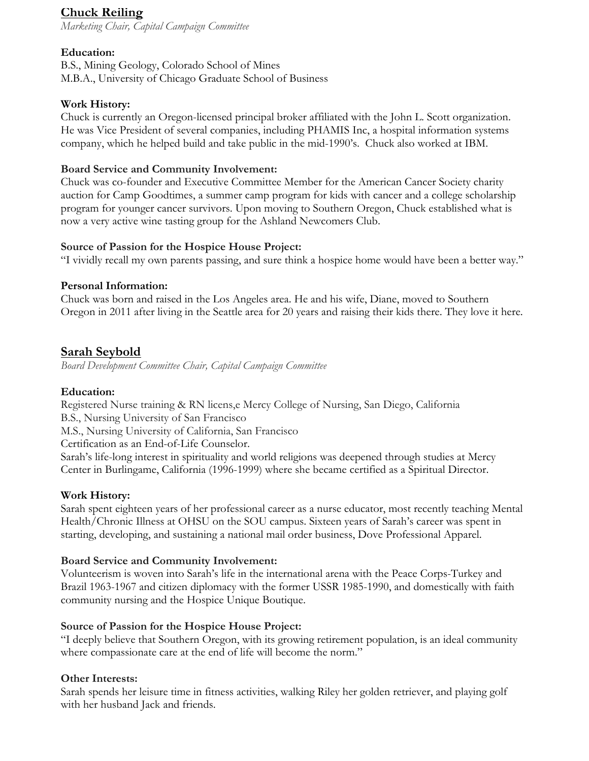## Chuck Reiling

*Marketing Chair, Capital Campaign Committee*

**Education:**

B.S., Mining Geology, Colorado School of Mines
M.B.A., University of Chicago Graduate School of Business

**Work History:**

Chuck is currently an Oregon-licensed principal broker affiliated with the John L. Scott organization. He was Vice President of several companies, including PHAMIS Inc, a hospital information systems company, which he helped build and take public in the mid-1990's. Chuck also worked at IBM.

**Board Service and Community Involvement:**

Chuck was co-founder and Executive Committee Member for the American Cancer Society charity auction for Camp Goodtimes, a summer camp program for kids with cancer and a college scholarship program for younger cancer survivors. Upon moving to Southern Oregon, Chuck established what is now a very active wine tasting group for the Ashland Newcomers Club.

**Source of Passion for the Hospice House Project:**

"I vividly recall my own parents passing, and sure think a hospice home would have been a better way."

**Personal Information:**

Chuck was born and raised in the Los Angeles area. He and his wife, Diane, moved to Southern Oregon in 2011 after living in the Seattle area for 20 years and raising their kids there. They love it here.

## Sarah Seybold

*Board Development Committee Chair, Capital Campaign Committee*

**Education:**

Registered Nurse training & RN licens,e Mercy College of Nursing, San Diego, California
B.S., Nursing University of San Francisco
M.S., Nursing University of California, San Francisco
Certification as an End-of-Life Counselor.
Sarah's life-long interest in spirituality and world religions was deepened through studies at Mercy Center in Burlingame, California (1996-1999) where she became certified as a Spiritual Director.

**Work History:**

Sarah spent eighteen years of her professional career as a nurse educator, most recently teaching Mental Health/Chronic Illness at OHSU on the SOU campus. Sixteen years of Sarah's career was spent in starting, developing, and sustaining a national mail order business, Dove Professional Apparel.

**Board Service and Community Involvement:**

Volunteerism is woven into Sarah's life in the international arena with the Peace Corps-Turkey and Brazil 1963-1967 and citizen diplomacy with the former USSR 1985-1990, and domestically with faith community nursing and the Hospice Unique Boutique.

**Source of Passion for the Hospice House Project:**

"I deeply believe that Southern Oregon, with its growing retirement population, is an ideal community where compassionate care at the end of life will become the norm."

**Other Interests:**

Sarah spends her leisure time in fitness activities, walking Riley her golden retriever, and playing golf with her husband Jack and friends.